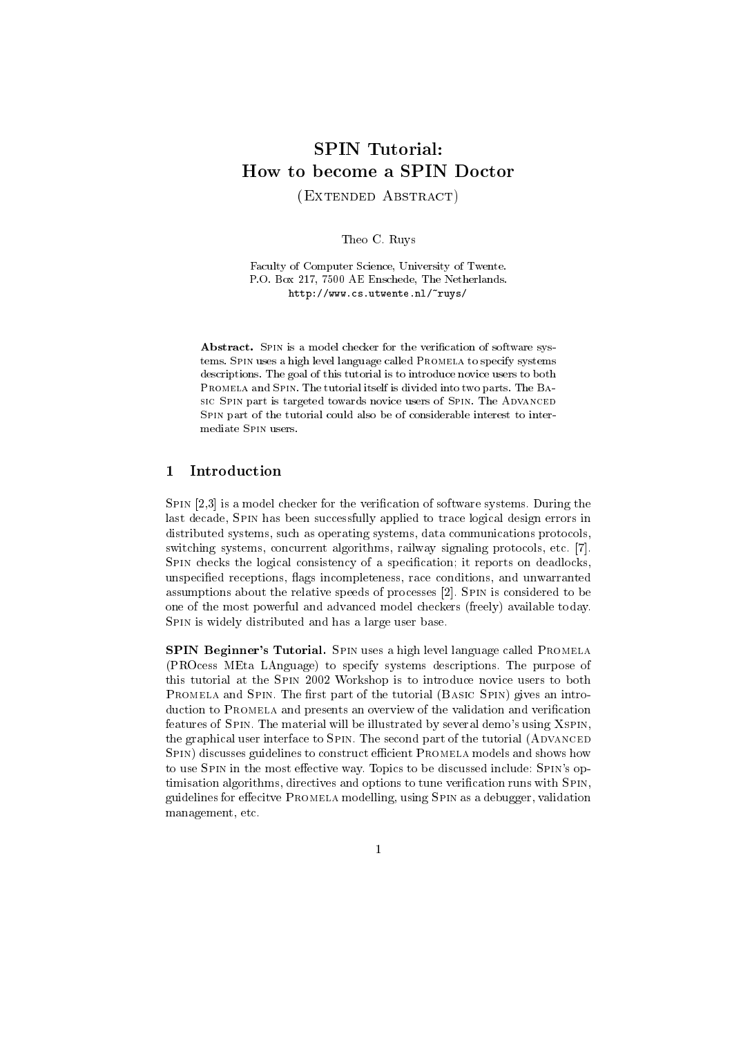# SPIN Tutorial: How to become a SPIN Doctor

(Extended Abstract)

Theo C. Ruys

Faculty of Computer Science, University of Twente.
P.O. Box 217, 7500 AE Enschede, The Netherlands.
http://www.cs.utwente.nl/~ruys/

**Abstract.** Spin is a model checker for the verification of software systems. Spin uses a high level language called Promela to specify systems descriptions. The goal of this tutorial is to introduce novice users to both Promela and Spin. The tutorial itself is divided into two parts. The Basic Spin part is targeted towards novice users of Spin. The Advanced Spin part of the tutorial could also be of considerable interest to intermediate Spin users.

## 1 Introduction

Spin [2,3] is a model checker for the verification of software systems. During the last decade, Spin has been successfully applied to trace logical design errors in distributed systems, such as operating systems, data communications protocols, switching systems, concurrent algorithms, railway signaling protocols, etc. [7]. Spin checks the logical consistency of a specification; it reports on deadlocks, unspecified receptions, flags incompleteness, race conditions, and unwarranted assumptions about the relative speeds of processes [2]. Spin is considered to be one of the most powerful and advanced model checkers (freely) available today. Spin is widely distributed and has a large user base.

**SPIN Beginner's Tutorial.** Spin uses a high level language called Promela (PROcess MEta LAnguage) to specify systems descriptions. The purpose of this tutorial at the Spin 2002 Workshop is to introduce novice users to both Promela and Spin. The first part of the tutorial (Basic Spin) gives an introduction to Promela and presents an overview of the validation and verification features of Spin. The material will be illustrated by several demo's using Xspin, the graphical user interface to Spin. The second part of the tutorial (Advanced Spin) discusses guidelines to construct efficient Promela models and shows how to use Spin in the most effective way. Topics to be discussed include: Spin's optimisation algorithms, directives and options to tune verification runs with Spin, guidelines for effecitve Promela modelling, using Spin as a debugger, validation management, etc.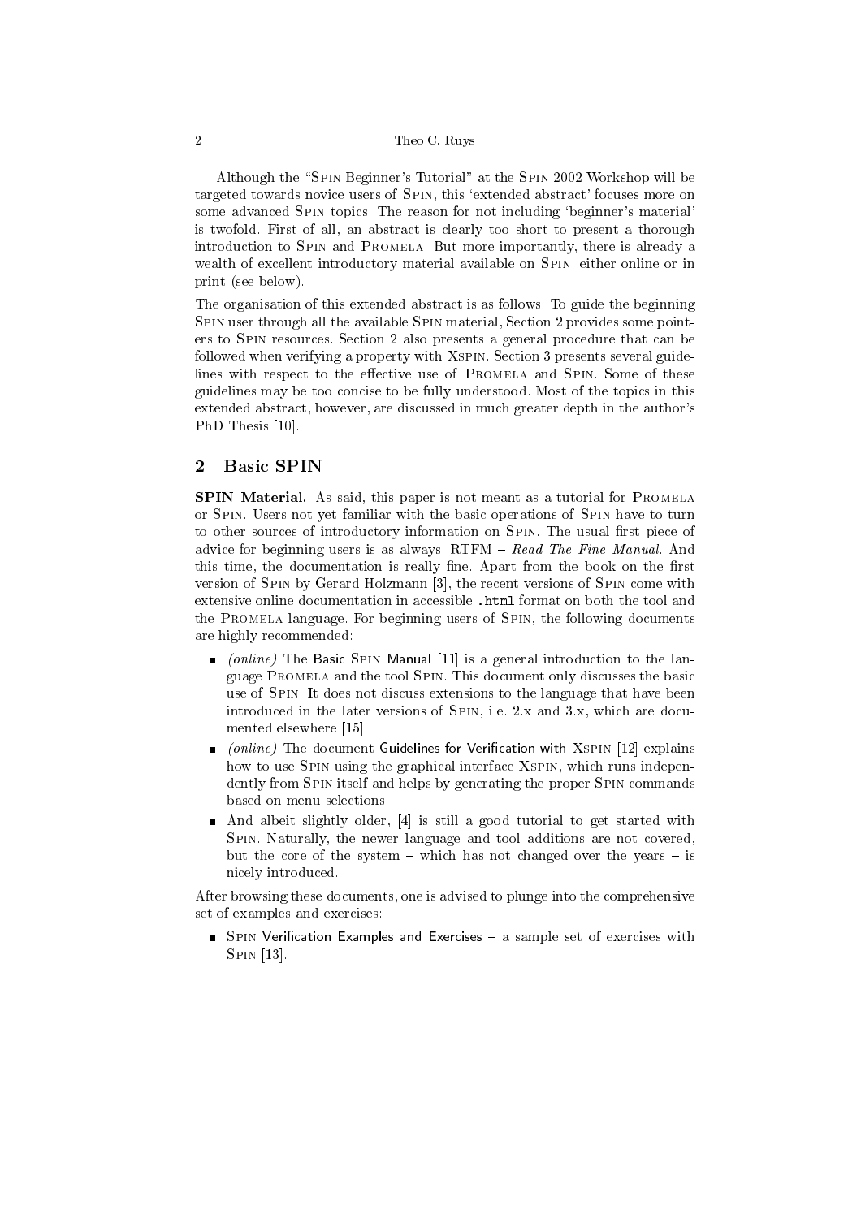Although the "Spin Beginner's Tutorial" at the Spin 2002 Workshop will be targeted towards novice users of Spin, this 'extended abstract' focuses more on some advanced Spin topics. The reason for not including 'beginner's material' is twofold. First of all, an abstract is clearly too short to present a thorough introduction to Spin and Promela. But more importantly, there is already a wealth of excellent introductory material available on Spin; either online or in print (see below).

The organisation of this extended abstract is as follows. To guide the beginning Spin user through all the available Spin material, Section 2 provides some pointers to Spin resources. Section 2 also presents a general procedure that can be followed when verifying a property with Xspin. Section 3 presents several guidelines with respect to the effective use of Promela and Spin. Some of these guidelines may be too concise to be fully understood. Most of the topics in this extended abstract, however, are discussed in much greater depth in the author's PhD Thesis [10].

## 2 Basic SPIN

**SPIN Material.** As said, this paper is not meant as a tutorial for Promela or Spin. Users not yet familiar with the basic operations of Spin have to turn to other sources of introductory information on Spin. The usual first piece of advice for beginning users is as always: RTFM – *Read The Fine Manual*. And this time, the documentation is really fine. Apart from the book on the first version of Spin by Gerard Holzmann [3], the recent versions of Spin come with extensive online documentation in accessible `.html` format on both the tool and the Promela language. For beginning users of Spin, the following documents are highly recommended:

- *(online)* The Basic Spin Manual [11] is a general introduction to the language Promela and the tool Spin. This document only discusses the basic use of Spin. It does not discuss extensions to the language that have been introduced in the later versions of Spin, i.e. 2.x and 3.x, which are documented elsewhere [15].
- *(online)* The document Guidelines for Verification with Xspin [12] explains how to use Spin using the graphical interface Xspin, which runs independently from Spin itself and helps by generating the proper Spin commands based on menu selections.
- And albeit slightly older, [4] is still a good tutorial to get started with Spin. Naturally, the newer language and tool additions are not covered, but the core of the system – which has not changed over the years – is nicely introduced.

After browsing these documents, one is advised to plunge into the comprehensive set of examples and exercises:

- Spin Verification Examples and Exercises – a sample set of exercises with Spin [13].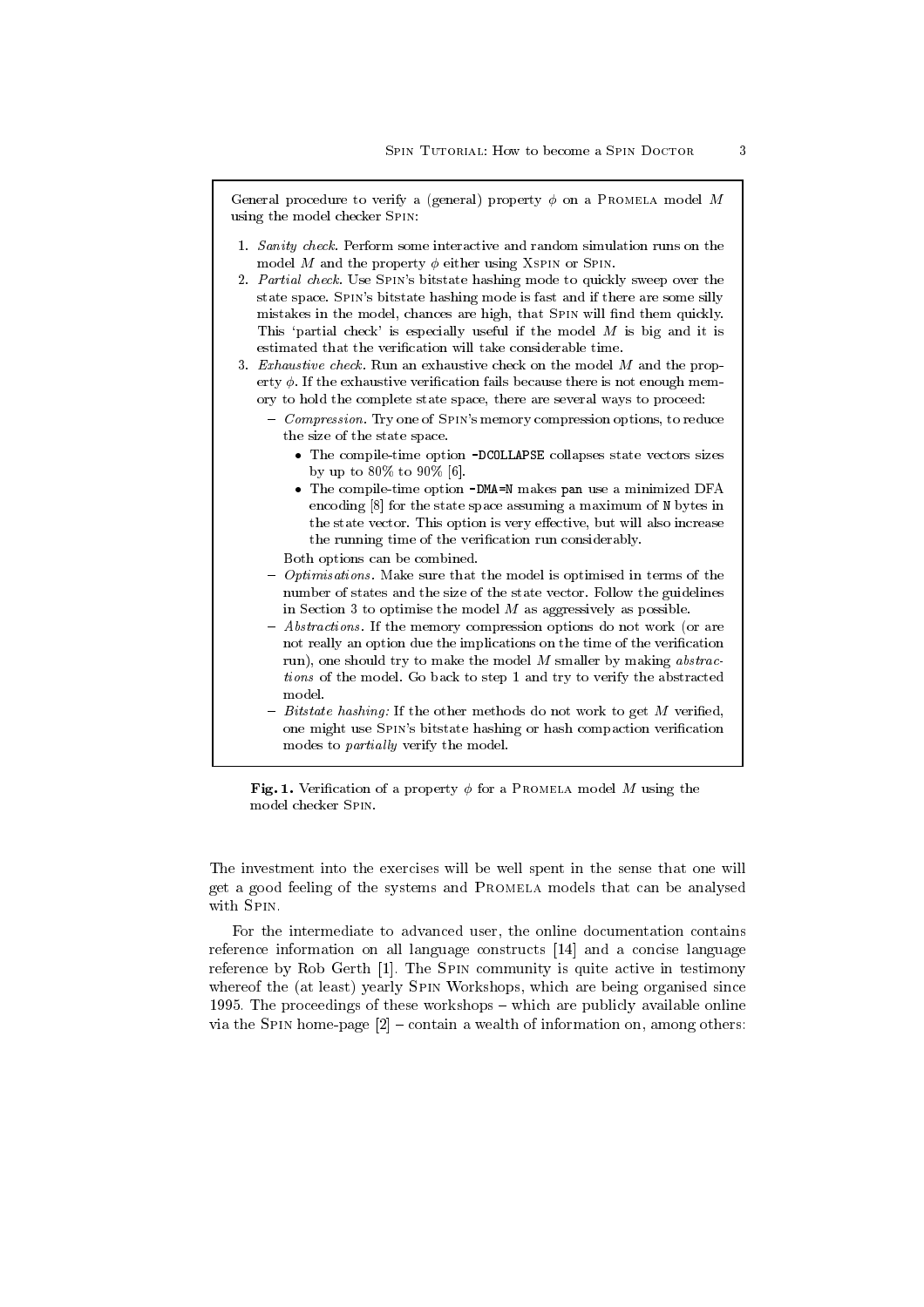General procedure to verify a (general) property $\phi$ on a PROMELA model $M$ using the model checker SPIN:

1. *Sanity check.* Perform some interactive and random simulation runs on the model $M$ and the property $\phi$ either using XSPIN or SPIN.
2. *Partial check.* Use SPIN's bitstate hashing mode to quickly sweep over the state space. SPIN's bitstate hashing mode is fast and if there are some silly mistakes in the model, chances are high, that SPIN will find them quickly. This 'partial check' is especially useful if the model $M$ is big and it is estimated that the verification will take considerable time.
3. *Exhaustive check.* Run an exhaustive check on the model $M$ and the property $\phi$. If the exhaustive verification fails because there is not enough memory to hold the complete state space, there are several ways to proceed:
   - *Compression.* Try one of SPIN's memory compression options, to reduce the size of the state space.
     - The compile-time option `-DCOLLAPSE` collapses state vectors sizes by up to 80% to 90% [6].
     - The compile-time option `-DMA=N` makes `pan` use a minimized DFA encoding [8] for the state space assuming a maximum of `N` bytes in the state vector. This option is very effective, but will also increase the running time of the verification run considerably.

     Both options can be combined.
   - *Optimisations.* Make sure that the model is optimised in terms of the number of states and the size of the state vector. Follow the guidelines in Section 3 to optimise the model $M$ as aggressively as possible.
   - *Abstractions.* If the memory compression options do not work (or are not really an option due the implications on the time of the verification run), one should try to make the model $M$ smaller by making *abstractions* of the model. Go back to step 1 and try to verify the abstracted model.
   - *Bitstate hashing:* If the other methods do not work to get $M$ verified, one might use SPIN's bitstate hashing or hash compaction verification modes to *partially* verify the model.

**Fig. 1.** Verification of a property $\phi$ for a PROMELA model $M$ using the model checker SPIN.

The investment into the exercises will be well spent in the sense that one will get a good feeling of the systems and PROMELA models that can be analysed with SPIN.

For the intermediate to advanced user, the online documentation contains reference information on all language constructs [14] and a concise language reference by Rob Gerth [1]. The SPIN community is quite active in testimony whereof the (at least) yearly SPIN Workshops, which are being organised since 1995. The proceedings of these workshops – which are publicly available online via the SPIN home-page [2] – contain a wealth of information on, among others: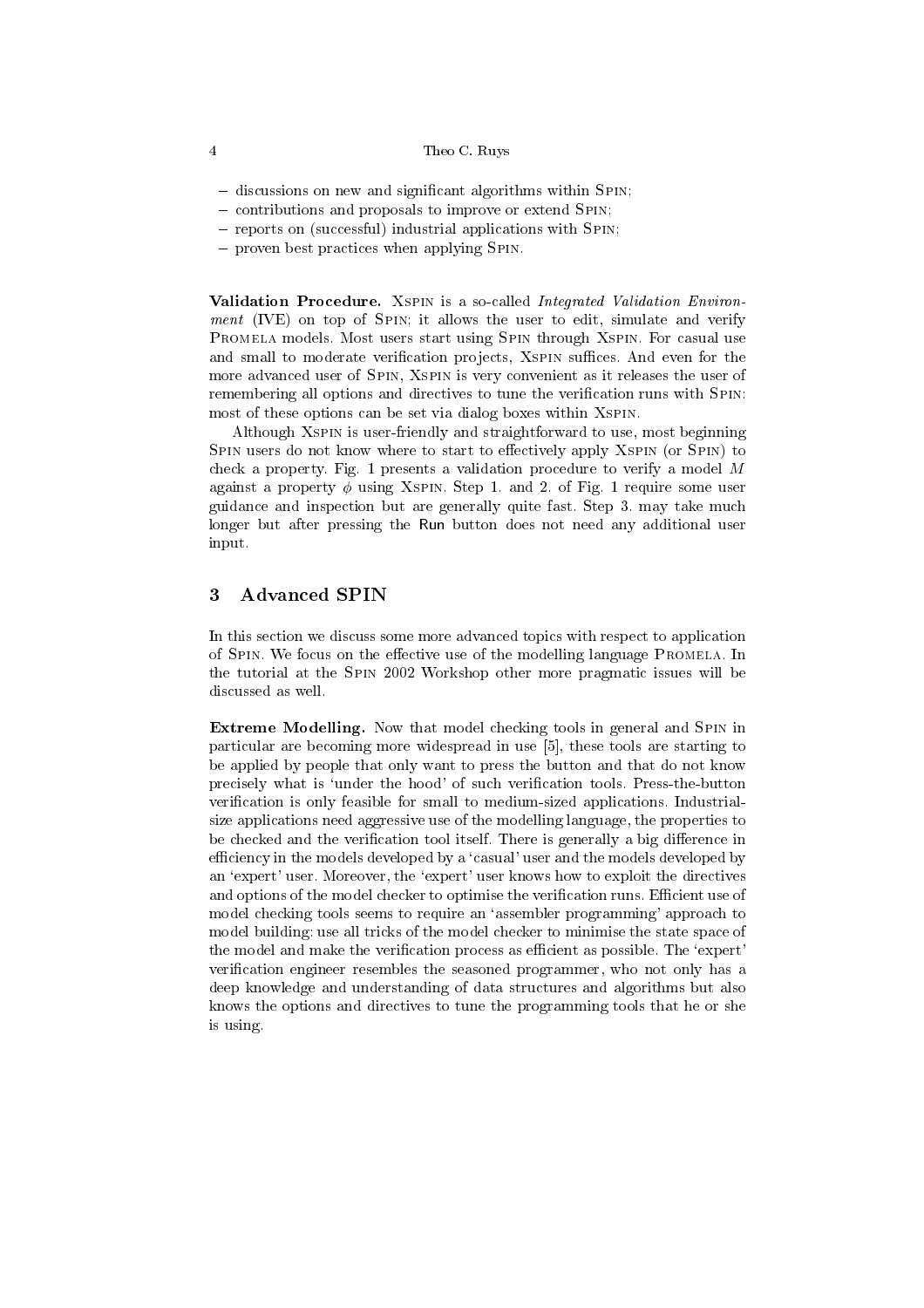- discussions on new and significant algorithms within SPIN;
- contributions and proposals to improve or extend SPIN;
- reports on (successful) industrial applications with SPIN;
- proven best practices when applying SPIN.

**Validation Procedure.** XSPIN is a so-called *Integrated Validation Environment* (IVE) on top of SPIN; it allows the user to edit, simulate and verify PROMELA models. Most users start using SPIN through XSPIN. For casual use and small to moderate verification projects, XSPIN suffices. And even for the more advanced user of SPIN, XSPIN is very convenient as it releases the user of remembering all options and directives to tune the verification runs with SPIN: most of these options can be set via dialog boxes within XSPIN.

Although XSPIN is user-friendly and straightforward to use, most beginning SPIN users do not know where to start to effectively apply XSPIN (or SPIN) to check a property. Fig. 1 presents a validation procedure to verify a model $M$ against a property $\phi$ using XSPIN. Step 1. and 2. of Fig. 1 require some user guidance and inspection but are generally quite fast. Step 3. may take much longer but after pressing the Run button does not need any additional user input.

## 3 Advanced SPIN

In this section we discuss some more advanced topics with respect to application of SPIN. We focus on the effective use of the modelling language PROMELA. In the tutorial at the SPIN 2002 Workshop other more pragmatic issues will be discussed as well.

**Extreme Modelling.** Now that model checking tools in general and SPIN in particular are becoming more widespread in use [5], these tools are starting to be applied by people that only want to press the button and that do not know precisely what is 'under the hood' of such verification tools. Press-the-button verification is only feasible for small to medium-sized applications. Industrial-size applications need aggressive use of the modelling language, the properties to be checked and the verification tool itself. There is generally a big difference in efficiency in the models developed by a 'casual' user and the models developed by an 'expert' user. Moreover, the 'expert' user knows how to exploit the directives and options of the model checker to optimise the verification runs. Efficient use of model checking tools seems to require an 'assembler programming' approach to model building: use all tricks of the model checker to minimise the state space of the model and make the verification process as efficient as possible. The 'expert' verification engineer resembles the seasoned programmer, who not only has a deep knowledge and understanding of data structures and algorithms but also knows the options and directives to tune the programming tools that he or she is using.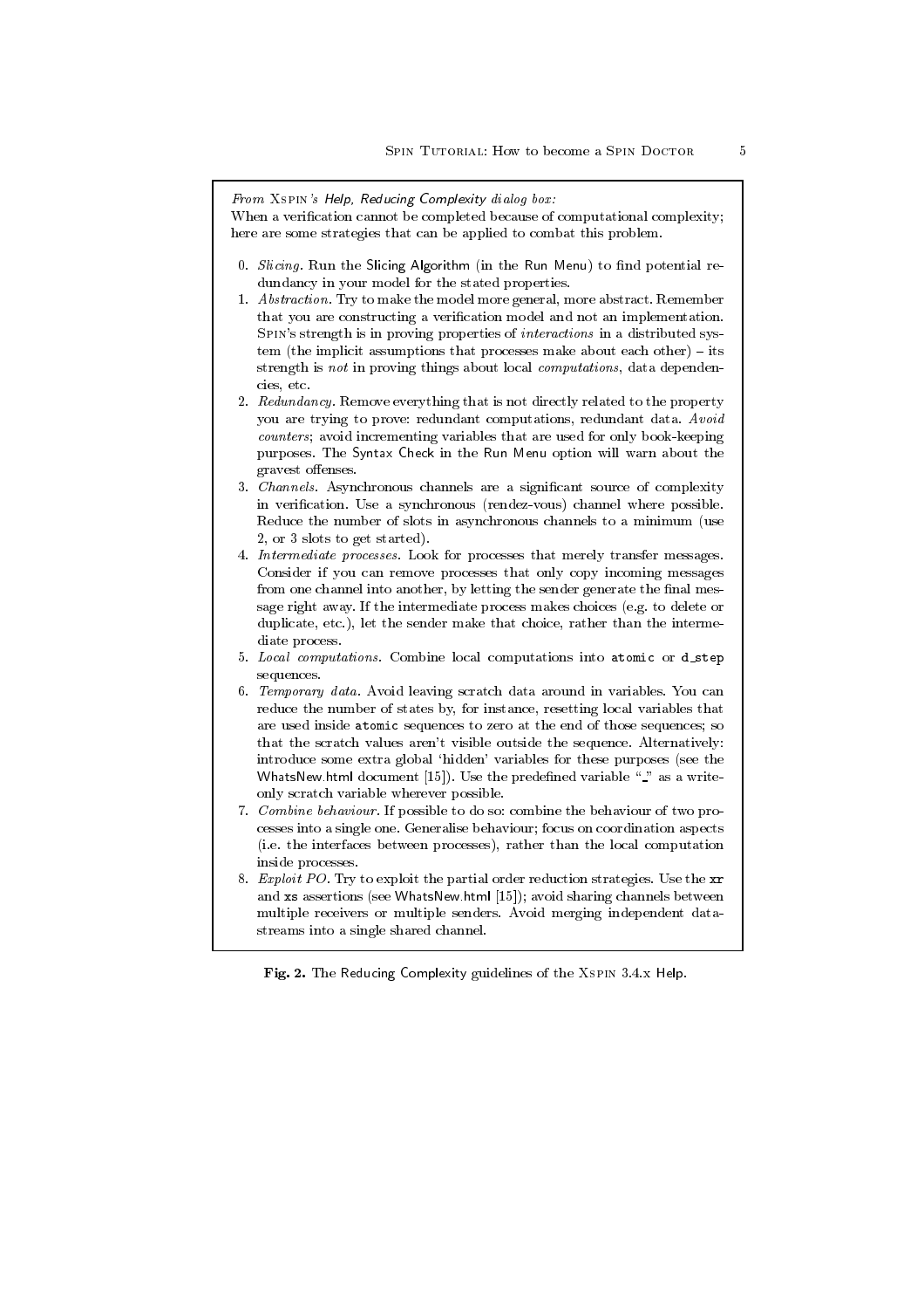*From* XSPIN*'s Help, Reducing Complexity dialog box:*
When a verification cannot be completed because of computational complexity; here are some strategies that can be applied to combat this problem.

0. *Slicing.* Run the Slicing Algorithm (in the Run Menu) to find potential redundancy in your model for the stated properties.
1. *Abstraction.* Try to make the model more general, more abstract. Remember that you are constructing a verification model and not an implementation. SPIN's strength is in proving properties of *interactions* in a distributed system (the implicit assumptions that processes make about each other) – its strength is *not* in proving things about local *computations*, data dependencies, etc.
2. *Redundancy.* Remove everything that is not directly related to the property you are trying to prove: redundant computations, redundant data. *Avoid counters*; avoid incrementing variables that are used for only book-keeping purposes. The Syntax Check in the Run Menu option will warn about the gravest offenses.
3. *Channels.* Asynchronous channels are a significant source of complexity in verification. Use a synchronous (rendez-vous) channel where possible. Reduce the number of slots in asynchronous channels to a minimum (use 2, or 3 slots to get started).
4. *Intermediate processes.* Look for processes that merely transfer messages. Consider if you can remove processes that only copy incoming messages from one channel into another, by letting the sender generate the final message right away. If the intermediate process makes choices (e.g. to delete or duplicate, etc.), let the sender make that choice, rather than the intermediate process.
5. *Local computations.* Combine local computations into `atomic` or `d_step` sequences.
6. *Temporary data.* Avoid leaving scratch data around in variables. You can reduce the number of states by, for instance, resetting local variables that are used inside `atomic` sequences to zero at the end of those sequences; so that the scratch values aren't visible outside the sequence. Alternatively: introduce some extra global 'hidden' variables for these purposes (see the WhatsNew.html document [15]). Use the predefined variable "`_`" as a write-only scratch variable wherever possible.
7. *Combine behaviour.* If possible to do so: combine the behaviour of two processes into a single one. Generalise behaviour; focus on coordination aspects (i.e. the interfaces between processes), rather than the local computation inside processes.
8. *Exploit PO.* Try to exploit the partial order reduction strategies. Use the `xr` and `xs` assertions (see WhatsNew.html [15]); avoid sharing channels between multiple receivers or multiple senders. Avoid merging independent datastreams into a single shared channel.

**Fig. 2.** The Reducing Complexity guidelines of the XSPIN 3.4.x Help.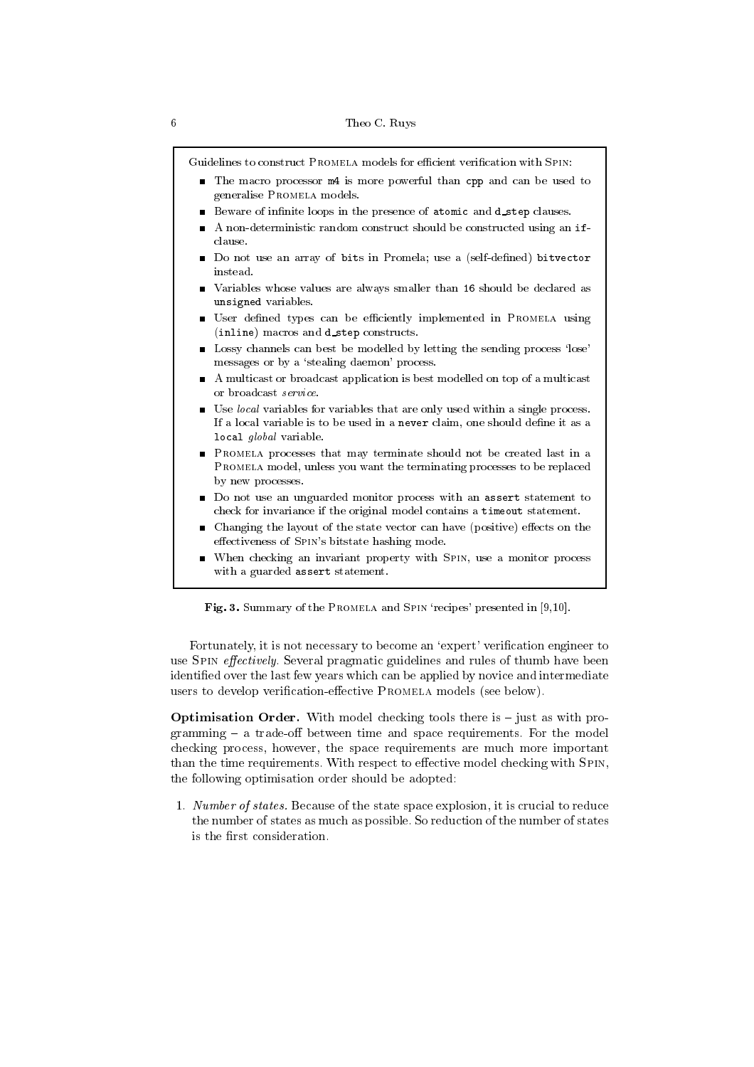Guidelines to construct PROMELA models for efficient verification with SPIN:

- The macro processor `m4` is more powerful than `cpp` and can be used to generalise PROMELA models.
- Beware of infinite loops in the presence of `atomic` and `d_step` clauses.
- A non-deterministic random construct should be constructed using an `if`-clause.
- Do not use an array of `bits` in Promela; use a (self-defined) `bitvector` instead.
- Variables whose values are always smaller than `16` should be declared as `unsigned` variables.
- User defined types can be efficiently implemented in PROMELA using (`inline`) macros and `d_step` constructs.
- Lossy channels can best be modelled by letting the sending process 'lose' messages or by a 'stealing daemon' process.
- A multicast or broadcast application is best modelled on top of a multicast or broadcast *service*.
- Use *local* variables for variables that are only used within a single process. If a local variable is to be used in a `never` claim, one should define it as a `local` *global* variable.
- PROMELA processes that may terminate should not be created last in a PROMELA model, unless you want the terminating processes to be replaced by new processes.
- Do not use an unguarded monitor process with an `assert` statement to check for invariance if the original model contains a `timeout` statement.
- Changing the layout of the state vector can have (positive) effects on the effectiveness of SPIN's bitstate hashing mode.
- When checking an invariant property with SPIN, use a monitor process with a guarded `assert` statement.

**Fig. 3.** Summary of the PROMELA and SPIN 'recipes' presented in [9,10].

Fortunately, it is not necessary to become an 'expert' verification engineer to use SPIN *effectively*. Several pragmatic guidelines and rules of thumb have been identified over the last few years which can be applied by novice and intermediate users to develop verification-effective PROMELA models (see below).

**Optimisation Order.** With model checking tools there is – just as with programming – a trade-off between time and space requirements. For the model checking process, however, the space requirements are much more important than the time requirements. With respect to effective model checking with SPIN, the following optimisation order should be adopted:

1. *Number of states.* Because of the state space explosion, it is crucial to reduce the number of states as much as possible. So reduction of the number of states is the first consideration.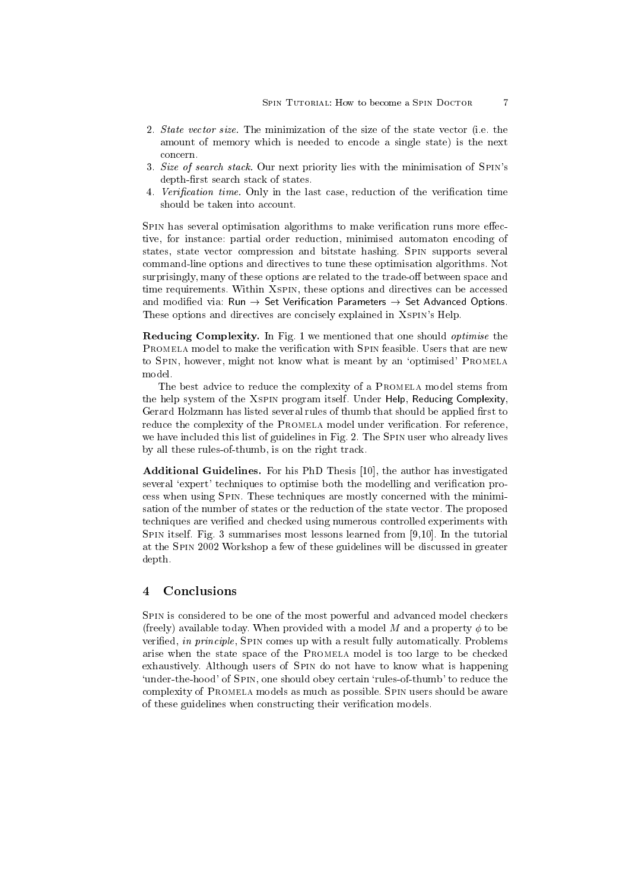2. *State vector size.* The minimization of the size of the state vector (i.e. the amount of memory which is needed to encode a single state) is the next concern.
3. *Size of search stack.* Our next priority lies with the minimisation of Spin's depth-first search stack of states.
4. *Verification time.* Only in the last case, reduction of the verification time should be taken into account.

Spin has several optimisation algorithms to make verification runs more effective, for instance: partial order reduction, minimised automaton encoding of states, state vector compression and bitstate hashing. Spin supports several command-line options and directives to tune these optimisation algorithms. Not surprisingly, many of these options are related to the trade-off between space and time requirements. Within Xspin, these options and directives can be accessed and modified via: Run → Set Verification Parameters → Set Advanced Options. These options and directives are concisely explained in Xspin's Help.

**Reducing Complexity.** In Fig. 1 we mentioned that one should *optimise* the Promela model to make the verification with Spin feasible. Users that are new to Spin, however, might not know what is meant by an 'optimised' Promela model.

The best advice to reduce the complexity of a Promela model stems from the help system of the Xspin program itself. Under Help, Reducing Complexity, Gerard Holzmann has listed several rules of thumb that should be applied first to reduce the complexity of the Promela model under verification. For reference, we have included this list of guidelines in Fig. 2. The Spin user who already lives by all these rules-of-thumb, is on the right track.

**Additional Guidelines.** For his PhD Thesis [10], the author has investigated several 'expert' techniques to optimise both the modelling and verification process when using Spin. These techniques are mostly concerned with the minimisation of the number of states or the reduction of the state vector. The proposed techniques are verified and checked using numerous controlled experiments with Spin itself. Fig. 3 summarises most lessons learned from [9,10]. In the tutorial at the Spin 2002 Workshop a few of these guidelines will be discussed in greater depth.

## 4 Conclusions

Spin is considered to be one of the most powerful and advanced model checkers (freely) available today. When provided with a model $M$ and a property $\phi$ to be verified, *in principle*, Spin comes up with a result fully automatically. Problems arise when the state space of the Promela model is too large to be checked exhaustively. Although users of Spin do not have to know what is happening 'under-the-hood' of Spin, one should obey certain 'rules-of-thumb' to reduce the complexity of Promela models as much as possible. Spin users should be aware of these guidelines when constructing their verification models.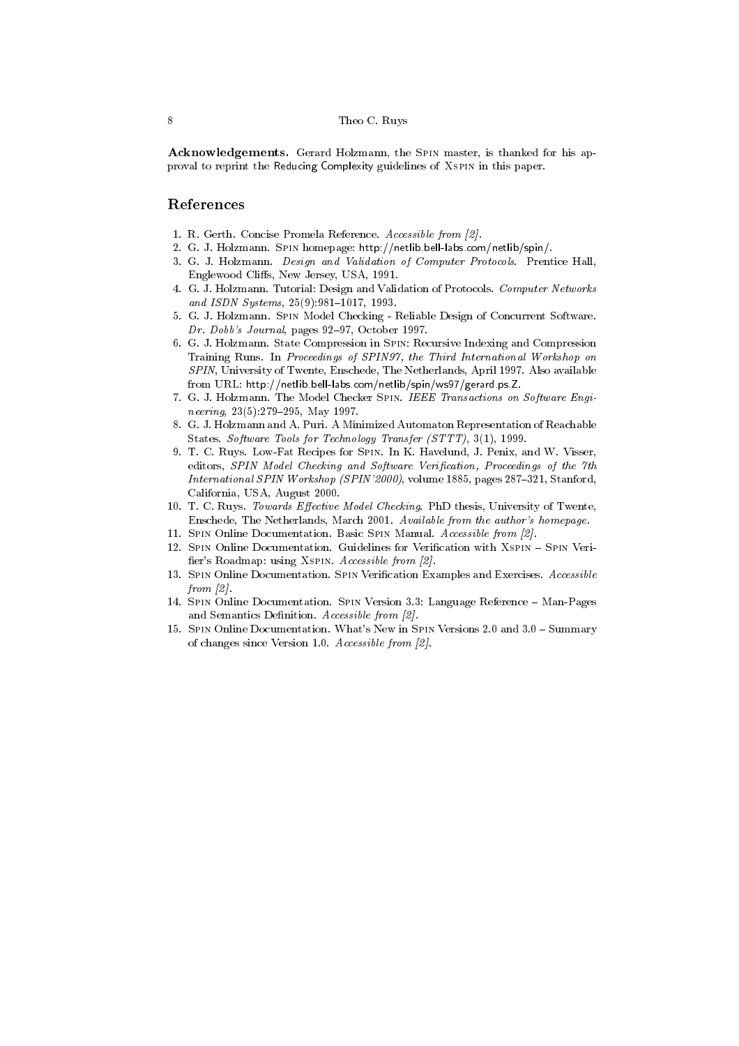**Acknowledgements.** Gerard Holzmann, the Spin master, is thanked for his approval to reprint the Reducing Complexity guidelines of Xspin in this paper.

## References

1. R. Gerth. Concise Promela Reference. *Accessible from [2]*.
2. G. J. Holzmann. Spin homepage: http://netlib.bell-labs.com/netlib/spin/.
3. G. J. Holzmann. *Design and Validation of Computer Protocols*. Prentice Hall, Englewood Cliffs, New Jersey, USA, 1991.
4. G. J. Holzmann. Tutorial: Design and Validation of Protocols. *Computer Networks and ISDN Systems*, 25(9):981–1017, 1993.
5. G. J. Holzmann. Spin Model Checking - Reliable Design of Concurrent Software. *Dr. Dobb's Journal*, pages 92–97, October 1997.
6. G. J. Holzmann. State Compression in Spin: Recursive Indexing and Compression Training Runs. In *Proceedings of SPIN97, the Third International Workshop on SPIN*, University of Twente, Enschede, The Netherlands, April 1997. Also available from URL: http://netlib.bell-labs.com/netlib/spin/ws97/gerard.ps.Z.
7. G. J. Holzmann. The Model Checker Spin. *IEEE Transactions on Software Engineering*, 23(5):279–295, May 1997.
8. G. J. Holzmann and A. Puri. A Minimized Automaton Representation of Reachable States. *Software Tools for Technology Transfer (STTT)*, 3(1), 1999.
9. T. C. Ruys. Low-Fat Recipes for Spin. In K. Havelund, J. Penix, and W. Visser, editors, *SPIN Model Checking and Software Verification, Proceedings of the 7th International SPIN Workshop (SPIN'2000)*, volume 1885, pages 287–321, Stanford, California, USA, August 2000.
10. T. C. Ruys. *Towards Effective Model Checking*. PhD thesis, University of Twente, Enschede, The Netherlands, March 2001. *Available from the author's homepage*.
11. Spin Online Documentation. Basic Spin Manual. *Accessible from [2]*.
12. Spin Online Documentation. Guidelines for Verification with Xspin – Spin Verifier's Roadmap: using Xspin. *Accessible from [2]*.
13. Spin Online Documentation. Spin Verification Examples and Exercises. *Accessible from [2]*.
14. Spin Online Documentation. Spin Version 3.3: Language Reference – Man-Pages and Semantics Definition. *Accessible from [2]*.
15. Spin Online Documentation. What's New in Spin Versions 2.0 and 3.0 – Summary of changes since Version 1.0. *Accessible from [2]*.